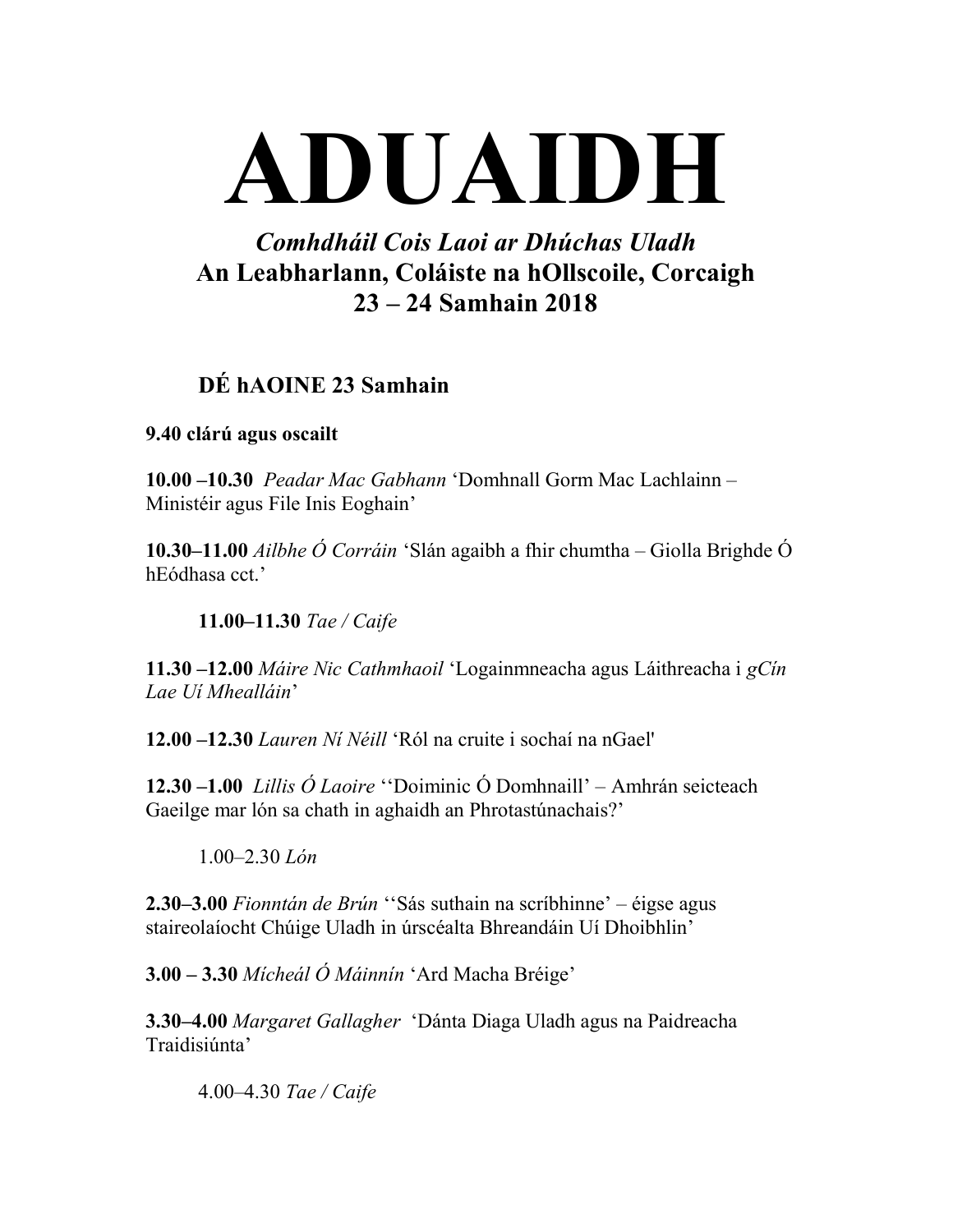# ADUAIDH

## *Comhdháil Cois Laoi ar Dhúchas Uladh*
## An Leabharlann, Coláiste na hOllscoile, Corcaigh
## 23 – 24 Samhain 2018

### DÉ hAOINE 23 Samhain

**9.40 clárú agus oscailt**

**10.00 –10.30** *Peadar Mac Gabhann* 'Domhnall Gorm Mac Lachlainn – Ministéir agus File Inis Eoghain'

**10.30–11.00** *Ailbhe Ó Corráin* 'Slán agaibh a fhir chumtha – Giolla Brighde Ó hEódhasa cct.'

**11.00–11.30** *Tae / Caife*

**11.30 –12.00** *Máire Nic Cathmhaoil* 'Logainmneacha agus Láithreacha i *gCín Lae Uí Mhealláin*'

**12.00 –12.30** *Lauren Ní Néill* 'Ról na cruite i sochaí na nGael'

**12.30 –1.00** *Lillis Ó Laoire* ''Doiminic Ó Domhnaill' – Amhrán seicteach Gaeilge mar lón sa chath in aghaidh an Phrotastúnachais?'

1.00–2.30 *Lón*

**2.30–3.00** *Fionntán de Brún* ''Sás suthain na scríbhinne' – éigse agus staireolaíocht Chúige Uladh in úrscéalta Bhreandáin Uí Dhoibhlin'

**3.00 – 3.30** *Mícheál Ó Máinnín* 'Ard Macha Bréige'

**3.30–4.00** *Margaret Gallagher* 'Dánta Diaga Uladh agus na Paidreacha Traidisiúnta'

4.00–4.30 *Tae / Caife*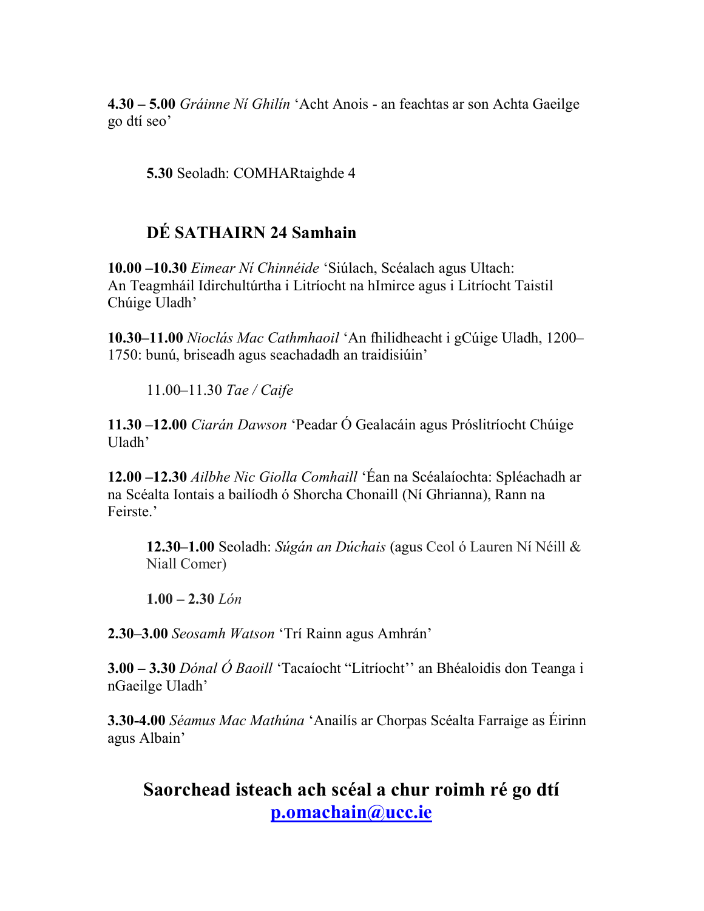**4.30 – 5.00** *Gráinne Ní Ghilín* 'Acht Anois - an feachtas ar son Achta Gaeilge go dtí seo'

**5.30** Seoladh: COMHARtaighde 4

## DÉ SATHAIRN 24 Samhain

**10.00 –10.30** *Eimear Ní Chinnéide* 'Siúlach, Scéalach agus Ultach: An Teagmháil Idirchultúrtha i Litríocht na hImirce agus i Litríocht Taistil Chúige Uladh'

**10.30–11.00** *Nioclás Mac Cathmhaoil* 'An fhilidheacht i gCúige Uladh, 1200–1750: bunú, briseadh agus seachadadh an traidisiúin'

11.00–11.30 *Tae / Caife*

**11.30 –12.00** *Ciarán Dawson* 'Peadar Ó Gealacáin agus Próslitríocht Chúige Uladh'

**12.00 –12.30** *Ailbhe Nic Giolla Comhaill* 'Éan na Scéalaíochta: Spléachadh ar na Scéalta Iontais a bailíodh ó Shorcha Chonaill (Ní Ghrianna), Rann na Feirste.'

**12.30–1.00** Seoladh: *Súgán an Dúchais* (agus Ceol ó Lauren Ní Néill & Niall Comer)

**1.00 – 2.30** *Lón*

**2.30–3.00** *Seosamh Watson* 'Trí Rainn agus Amhrán'

**3.00 – 3.30** *Dónal Ó Baoill* 'Tacaíocht "Litríocht'' an Bhéaloidis don Teanga i nGaeilge Uladh'

**3.30-4.00** *Séamus Mac Mathúna* 'Anailís ar Chorpas Scéalta Farraige as Éirinn agus Albain'

**Saorchead isteach ach scéal a chur roimh ré go dtí p.omachain@ucc.ie**